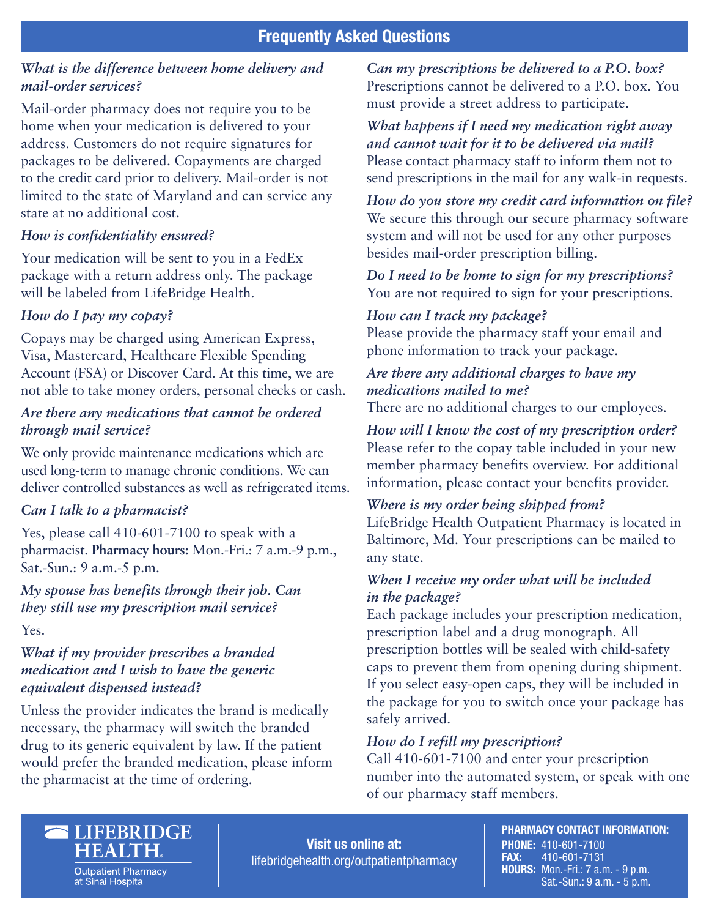## Frequently Asked Questions

***What is the difference between home delivery and mail-order services?***

Mail-order pharmacy does not require you to be home when your medication is delivered to your address. Customers do not require signatures for packages to be delivered. Copayments are charged to the credit card prior to delivery. Mail-order is not limited to the state of Maryland and can service any state at no additional cost.

***How is confidentiality ensured?***

Your medication will be sent to you in a FedEx package with a return address only. The package will be labeled from LifeBridge Health.

***How do I pay my copay?***

Copays may be charged using American Express, Visa, Mastercard, Healthcare Flexible Spending Account (FSA) or Discover Card. At this time, we are not able to take money orders, personal checks or cash.

***Are there any medications that cannot be ordered through mail service?***

We only provide maintenance medications which are used long-term to manage chronic conditions. We can deliver controlled substances as well as refrigerated items.

***Can I talk to a pharmacist?***

Yes, please call 410-601-7100 to speak with a pharmacist. **Pharmacy hours:** Mon.-Fri.: 7 a.m.-9 p.m., Sat.-Sun.: 9 a.m.-5 p.m.

***My spouse has benefits through their job. Can they still use my prescription mail service?***

Yes.

***What if my provider prescribes a branded medication and I wish to have the generic equivalent dispensed instead?***

Unless the provider indicates the brand is medically necessary, the pharmacy will switch the branded drug to its generic equivalent by law. If the patient would prefer the branded medication, please inform the pharmacist at the time of ordering.

***Can my prescriptions be delivered to a P.O. box?***

Prescriptions cannot be delivered to a P.O. box. You must provide a street address to participate.

***What happens if I need my medication right away and cannot wait for it to be delivered via mail?***

Please contact pharmacy staff to inform them not to send prescriptions in the mail for any walk-in requests.

***How do you store my credit card information on file?***

We secure this through our secure pharmacy software system and will not be used for any other purposes besides mail-order prescription billing.

***Do I need to be home to sign for my prescriptions?***

You are not required to sign for your prescriptions.

***How can I track my package?***

Please provide the pharmacy staff your email and phone information to track your package.

***Are there any additional charges to have my medications mailed to me?***

There are no additional charges to our employees.

***How will I know the cost of my prescription order?***

Please refer to the copay table included in your new member pharmacy benefits overview. For additional information, please contact your benefits provider.

***Where is my order being shipped from?***

LifeBridge Health Outpatient Pharmacy is located in Baltimore, Md. Your prescriptions can be mailed to any state.

***When I receive my order what will be included in the package?***

Each package includes your prescription medication, prescription label and a drug monograph. All prescription bottles will be sealed with child-safety caps to prevent them from opening during shipment. If you select easy-open caps, they will be included in the package for you to switch once your package has safely arrived.

***How do I refill my prescription?***

Call 410-601-7100 and enter your prescription number into the automated system, or speak with one of our pharmacy staff members.

---

**LIFEBRIDGE HEALTH**
Outpatient Pharmacy at Sinai Hospital

**Visit us online at:**
lifebridgehealth.org/outpatientpharmacy

**PHARMACY CONTACT INFORMATION:**
**PHONE:** 410-601-7100
**FAX:** 410-601-7131
**HOURS:** Mon.-Fri.: 7 a.m. - 9 p.m.
Sat.-Sun.: 9 a.m. - 5 p.m.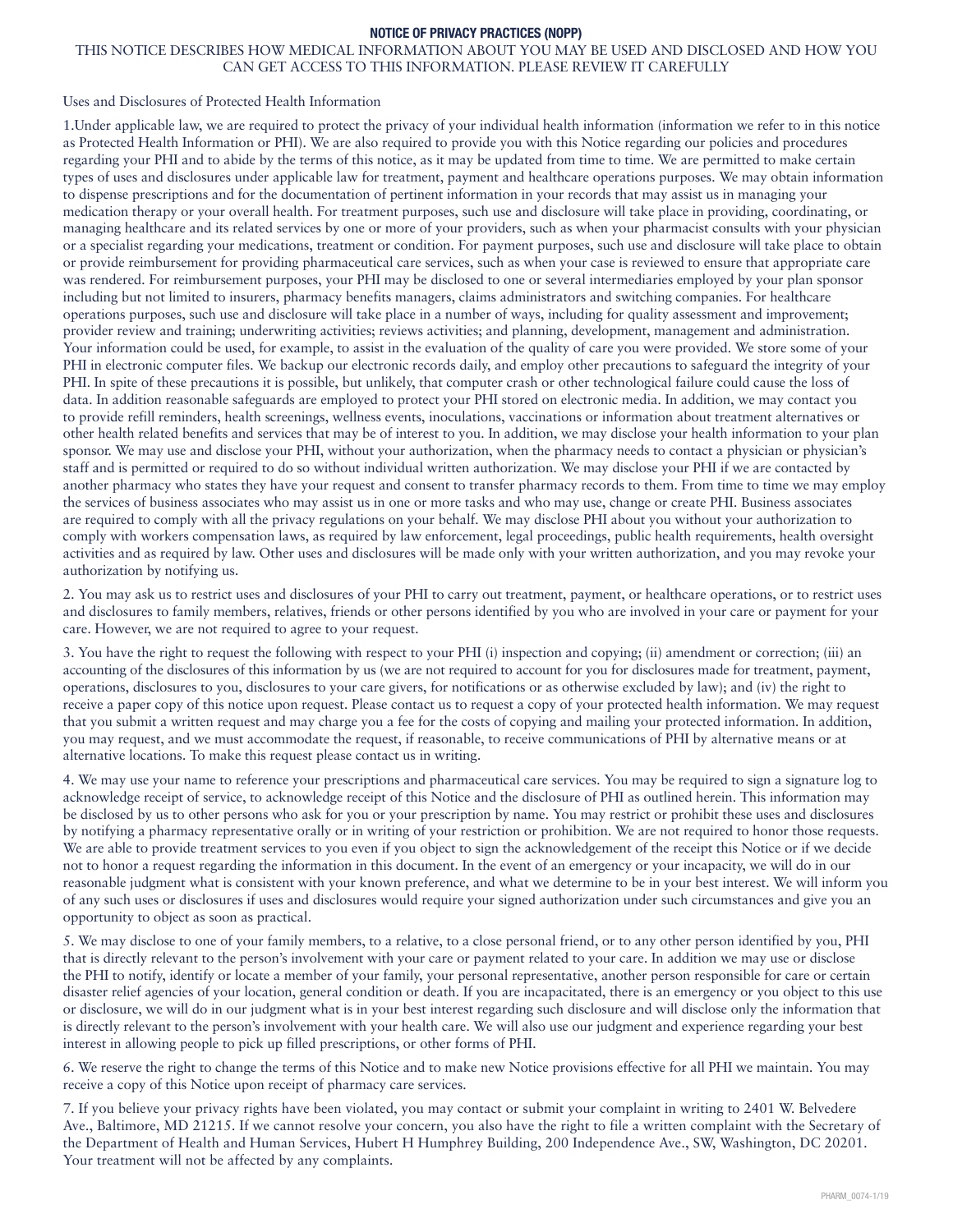# NOTICE OF PRIVACY PRACTICES (NOPP)

THIS NOTICE DESCRIBES HOW MEDICAL INFORMATION ABOUT YOU MAY BE USED AND DISCLOSED AND HOW YOU CAN GET ACCESS TO THIS INFORMATION. PLEASE REVIEW IT CAREFULLY

## Uses and Disclosures of Protected Health Information

1.Under applicable law, we are required to protect the privacy of your individual health information (information we refer to in this notice as Protected Health Information or PHI). We are also required to provide you with this Notice regarding our policies and procedures regarding your PHI and to abide by the terms of this notice, as it may be updated from time to time. We are permitted to make certain types of uses and disclosures under applicable law for treatment, payment and healthcare operations purposes. We may obtain information to dispense prescriptions and for the documentation of pertinent information in your records that may assist us in managing your medication therapy or your overall health. For treatment purposes, such use and disclosure will take place in providing, coordinating, or managing healthcare and its related services by one or more of your providers, such as when your pharmacist consults with your physician or a specialist regarding your medications, treatment or condition. For payment purposes, such use and disclosure will take place to obtain or provide reimbursement for providing pharmaceutical care services, such as when your case is reviewed to ensure that appropriate care was rendered. For reimbursement purposes, your PHI may be disclosed to one or several intermediaries employed by your plan sponsor including but not limited to insurers, pharmacy benefits managers, claims administrators and switching companies. For healthcare operations purposes, such use and disclosure will take place in a number of ways, including for quality assessment and improvement; provider review and training; underwriting activities; reviews activities; and planning, development, management and administration. Your information could be used, for example, to assist in the evaluation of the quality of care you were provided. We store some of your PHI in electronic computer files. We backup our electronic records daily, and employ other precautions to safeguard the integrity of your PHI. In spite of these precautions it is possible, but unlikely, that computer crash or other technological failure could cause the loss of data. In addition reasonable safeguards are employed to protect your PHI stored on electronic media. In addition, we may contact you to provide refill reminders, health screenings, wellness events, inoculations, vaccinations or information about treatment alternatives or other health related benefits and services that may be of interest to you. In addition, we may disclose your health information to your plan sponsor. We may use and disclose your PHI, without your authorization, when the pharmacy needs to contact a physician or physician's staff and is permitted or required to do so without individual written authorization. We may disclose your PHI if we are contacted by another pharmacy who states they have your request and consent to transfer pharmacy records to them. From time to time we may employ the services of business associates who may assist us in one or more tasks and who may use, change or create PHI. Business associates are required to comply with all the privacy regulations on your behalf. We may disclose PHI about you without your authorization to comply with workers compensation laws, as required by law enforcement, legal proceedings, public health requirements, health oversight activities and as required by law. Other uses and disclosures will be made only with your written authorization, and you may revoke your authorization by notifying us.

2. You may ask us to restrict uses and disclosures of your PHI to carry out treatment, payment, or healthcare operations, or to restrict uses and disclosures to family members, relatives, friends or other persons identified by you who are involved in your care or payment for your care. However, we are not required to agree to your request.

3. You have the right to request the following with respect to your PHI (i) inspection and copying; (ii) amendment or correction; (iii) an accounting of the disclosures of this information by us (we are not required to account for you for disclosures made for treatment, payment, operations, disclosures to you, disclosures to your care givers, for notifications or as otherwise excluded by law); and (iv) the right to receive a paper copy of this notice upon request. Please contact us to request a copy of your protected health information. We may request that you submit a written request and may charge you a fee for the costs of copying and mailing your protected information. In addition, you may request, and we must accommodate the request, if reasonable, to receive communications of PHI by alternative means or at alternative locations. To make this request please contact us in writing.

4. We may use your name to reference your prescriptions and pharmaceutical care services. You may be required to sign a signature log to acknowledge receipt of service, to acknowledge receipt of this Notice and the disclosure of PHI as outlined herein. This information may be disclosed by us to other persons who ask for you or your prescription by name. You may restrict or prohibit these uses and disclosures by notifying a pharmacy representative orally or in writing of your restriction or prohibition. We are not required to honor those requests. We are able to provide treatment services to you even if you object to sign the acknowledgement of the receipt this Notice or if we decide not to honor a request regarding the information in this document. In the event of an emergency or your incapacity, we will do in our reasonable judgment what is consistent with your known preference, and what we determine to be in your best interest. We will inform you of any such uses or disclosures if uses and disclosures would require your signed authorization under such circumstances and give you an opportunity to object as soon as practical.

5. We may disclose to one of your family members, to a relative, to a close personal friend, or to any other person identified by you, PHI that is directly relevant to the person's involvement with your care or payment related to your care. In addition we may use or disclose the PHI to notify, identify or locate a member of your family, your personal representative, another person responsible for care or certain disaster relief agencies of your location, general condition or death. If you are incapacitated, there is an emergency or you object to this use or disclosure, we will do in our judgment what is in your best interest regarding such disclosure and will disclose only the information that is directly relevant to the person's involvement with your health care. We will also use our judgment and experience regarding your best interest in allowing people to pick up filled prescriptions, or other forms of PHI.

6. We reserve the right to change the terms of this Notice and to make new Notice provisions effective for all PHI we maintain. You may receive a copy of this Notice upon receipt of pharmacy care services.

7. If you believe your privacy rights have been violated, you may contact or submit your complaint in writing to 2401 W. Belvedere Ave., Baltimore, MD 21215. If we cannot resolve your concern, you also have the right to file a written complaint with the Secretary of the Department of Health and Human Services, Hubert H Humphrey Building, 200 Independence Ave., SW, Washington, DC 20201. Your treatment will not be affected by any complaints.

PHARM_0074-1/19